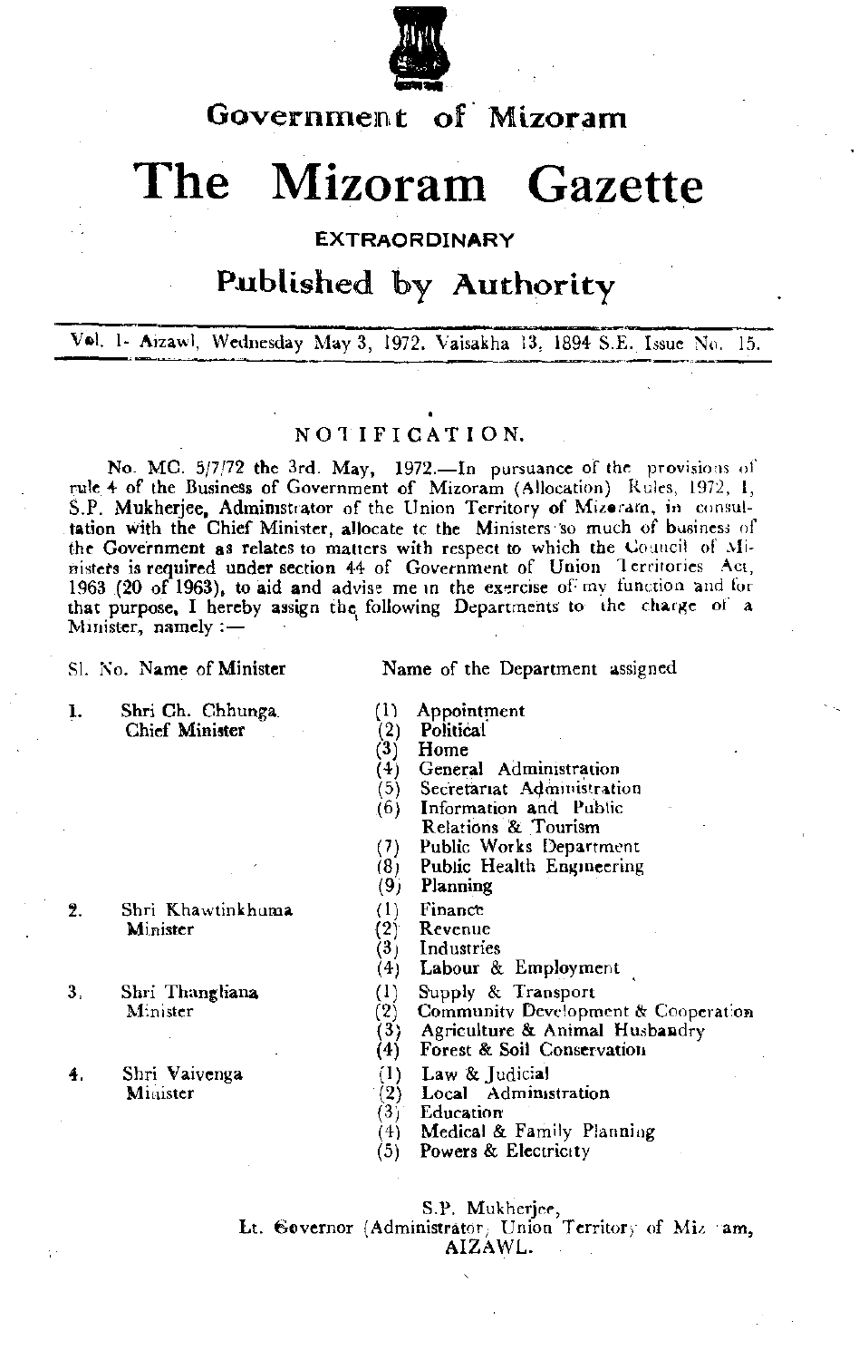Government of Mizoram

# The Mizoram Gazette

**EXTRAORDINARY**

## Published by Authority

Vol. 1- Aizawl, Wednesday May 3, 1972. Vaisakha 13, 1894 S.E. Issue No. 15.

### NOTIFICATION.

No. MC. 5/7/72 the 3rd. May, 1972.—In pursuance of the provisions of rule 4 of the Business of Government of Mizoram (Allocation) Rules, 1972, I, S.P. Mukherjee, Administrator of the Union Territory of Mizoram, in consultation with the Chief Minister, allocate to the Ministers so much of business of the Government as relates to matters with respect to which the Council of Ministers is required under section 44 of Government of Union Territories Act, 1963 (20 of 1963), to aid and advise me in the exercise of my function and for that purpose, I hereby assign the following Departments to the charge of a Minister, namely :—

| Sl. No. | Name of Minister | Name of the Department assigned |
|---|---|---|
| 1. | Shri Ch. Chhunga, Chief Minister | (1) Appointment<br>(2) Political<br>(3) Home<br>(4) General Administration<br>(5) Secretariat Administration<br>(6) Information and Public Relations & Tourism<br>(7) Public Works Department<br>(8) Public Health Engineering<br>(9) Planning |
| 2. | Shri Khawtinkhuma Minister | (1) Finance<br>(2) Revenue<br>(3) Industries<br>(4) Labour & Employment |
| 3. | Shri Thangliana Minister | (1) Supply & Transport<br>(2) Community Development & Cooperation<br>(3) Agriculture & Animal Husbandry<br>(4) Forest & Soil Conservation |
| 4. | Shri Vaivenga Minister | (1) Law & Judicial<br>(2) Local Administration<br>(3) Education<br>(4) Medical & Family Planning<br>(5) Powers & Electricity |

S.P. Mukherjee,
Lt. Governor (Administrator) Union Territory of Mizoram,
AIZAWL.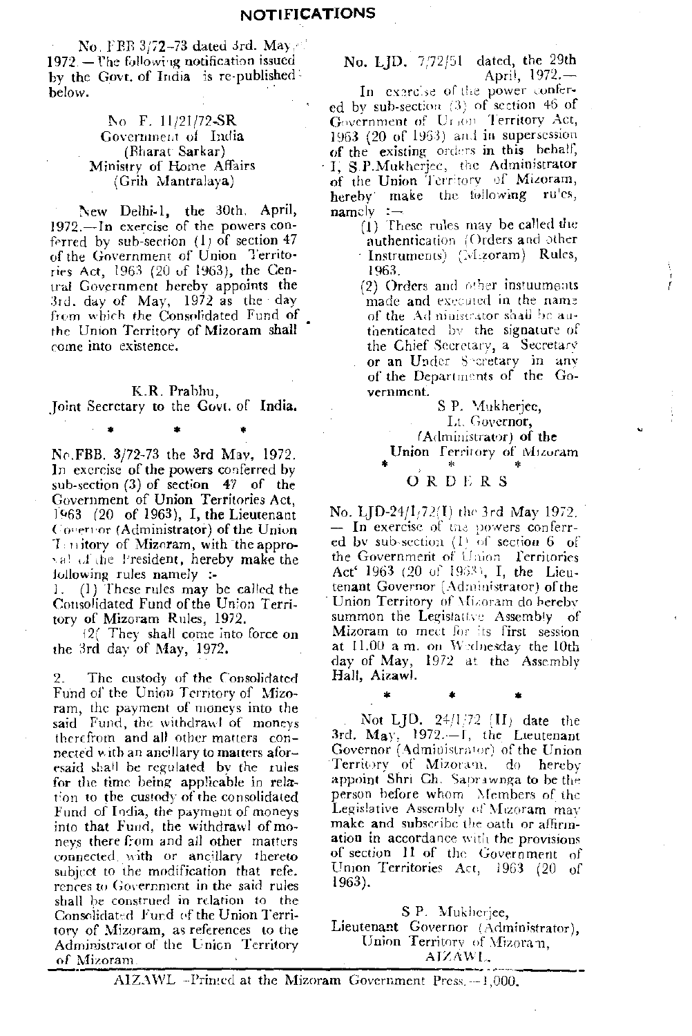# NOTIFICATIONS

No. FBB 3/72-73 dated 3rd. May 1972. — The following notification issued by the Govt. of India is re-published below.

No F. 11/21/72-SR
Government of India
(Bharat Sarkar)
Ministry of Home Affairs
(Grih Mantralaya)

New Delhi-1, the 30th. April, 1972.—In exercise of the powers conferred by sub-section (1) of section 47 of the Government of Union Territories Act, 1963 (20 of 1963), the Central Government hereby appoints the 3rd. day of May, 1972 as the day from which the Consolidated Fund of the Union Territory of Mizoram shall come into existence.

K.R. Prabhu,
Joint Secretary to the Govt. of India.

\* \* \*

No.FBB. 3/72-73 the 3rd May, 1972. In exercise of the powers conferred by sub-section (3) of section 47 of the Government of Union Territories Act, 1963 (20 of 1963), I, the Lieutenant Governor (Administrator) of the Union Territory of Mizoram, with the approval of the President, hereby make the following rules namely :-

1. (1) These rules may be called the Consolidated Fund of the Union Territory of Mizoram Rules, 1972.

(2) They shall come into force on the 3rd day of May, 1972.

2. The custody of the Consolidated Fund of the Union Territory of Mizoram, the payment of moneys into the said Fund, the withdrawl of moneys therefrom and all other matters connected with an ancillary to matters aforesaid shall be regulated by the rules for the time being applicable in relation to the custody of the consolidated Fund of India, the payment of moneys into that Fund, the withdrawl of moneys there from and all other matters connected with or ancillary thereto subject to the modification that references to Government in the said rules shall be construed in relation to the Consolidated Fund of the Union Territory of Mizoram, as references to the Administrator of the Union Territory of Mizoram.

No. LJD. 7/72/51 dated, the 29th April, 1972.—

In exercise of the power conferred by sub-section (3) of section 46 of Government of Union Territory Act, 1963 (20 of 1963) and in supersession of the existing orders in this behalf, I, S.P.Mukherjee, the Administrator of the Union Territory of Mizoram, hereby make the following rules, namely :—

(1) These rules may be called the authentication (Orders and other Instruments) (Mizoram) Rules, 1963.

(2) Orders and other instuuments made and executed in the name of the Administrator shall be authenticated by the signature of the Chief Secretary, a Secretary or an Under Secretary in any of the Departments of the Government.

S P. Mukherjee,
Lt. Governor,
(Administrator) of the
Union Territory of Mizoram

\* \* \*

## ORDERS

No. LJD-24/1/72(I) the 3rd May 1972. — In exercise of the powers conferred by sub-section (1) of section 6 of the Government of Union Territories Act 1963 (20 of 1963), I, the Lieutenant Governor (Administrator) of the Union Territory of Mizoram do hereby summon the Legislative Assembly of Mizoram to meet for its first session at 11.00 a.m. on Wednesday the 10th day of May, 1972 at the Assembly Hall, Aizawl.

\* \* \*

Not LJD. 24/1/72 (II) date the 3rd. May, 1972.—I, the Lieutenant Governor (Administrator) of the Union Territory of Mizoram, do hereby appoint Shri Ch. Saprawnga to be the person before whom Members of the Legislative Assembly of Mizoram may make and subscribe the oath or affirmation in accordance with the provisions of section 11 of the Government of Union Territories Act, 1963 (20 of 1963).

S P. Mukherjee,
Lieutenant Governor (Administrator),
Union Territory of Mizoram,
AIZAWL.

AIZAWL -Printed at the Mizoram Government Press.—1,000.